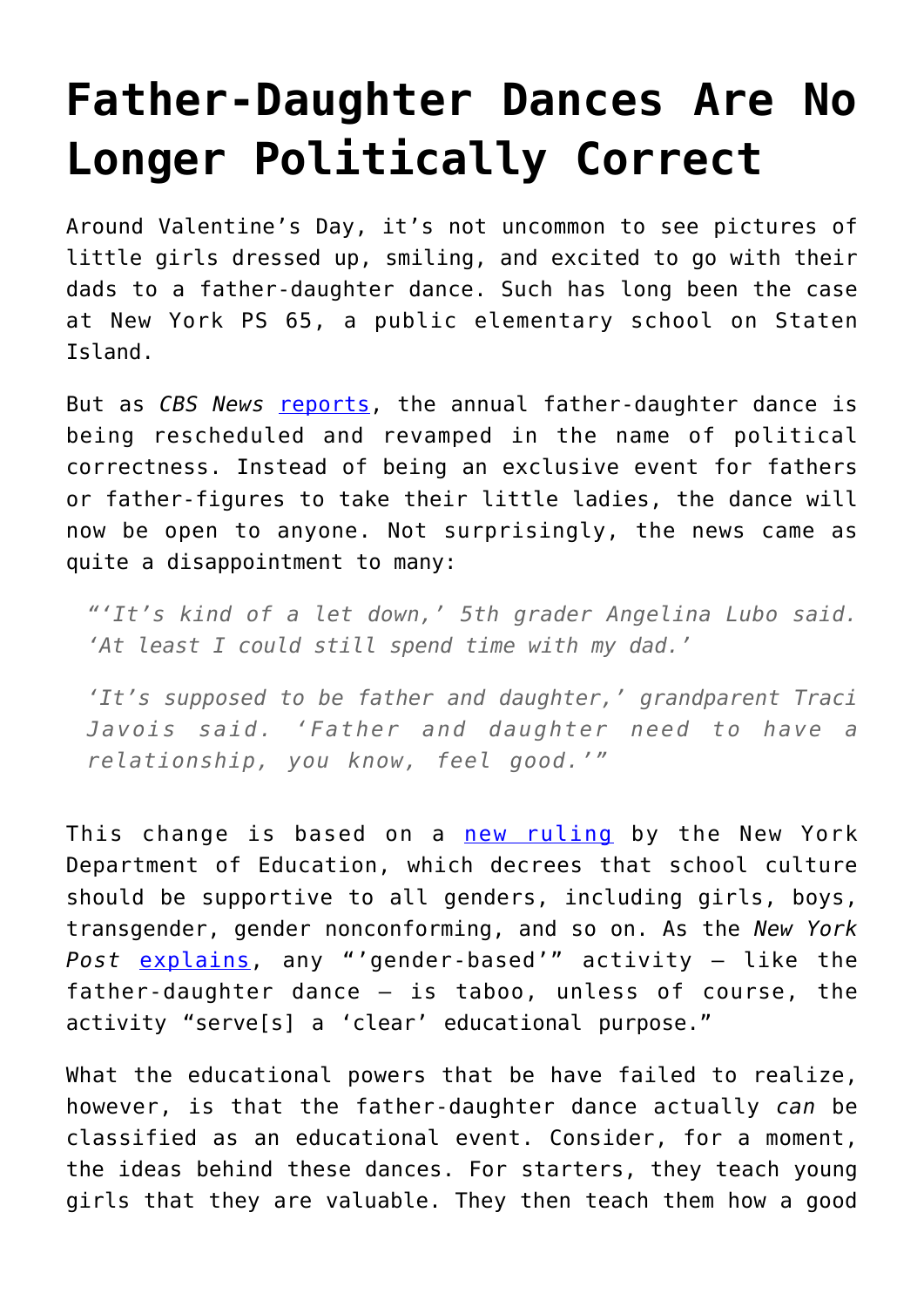# Father-Daughter Dances Are No Longer Politically Correct

Around Valentine's Day, it's not uncommon to see pictures of little girls dressed up, smiling, and excited to go with their dads to a father-daughter dance. Such has long been the case at New York PS 65, a public elementary school on Staten Island.

But as *CBS News* [reports](), the annual father-daughter dance is being rescheduled and revamped in the name of political correctness. Instead of being an exclusive event for fathers or father-figures to take their little ladies, the dance will now be open to anyone. Not surprisingly, the news came as quite a disappointment to many:

> *"'It's kind of a let down,' 5th grader Angelina Lubo said. 'At least I could still spend time with my dad.'*
>
> *'It's supposed to be father and daughter,' grandparent Traci Javois said. 'Father and daughter need to have a relationship, you know, feel good.'"*

This change is based on a [new ruling]() by the New York Department of Education, which decrees that school culture should be supportive to all genders, including girls, boys, transgender, gender nonconforming, and so on. As the *New York Post* [explains](), any "'gender-based'" activity – like the father-daughter dance – is taboo, unless of course, the activity "serve[s] a 'clear' educational purpose."

What the educational powers that be have failed to realize, however, is that the father-daughter dance actually *can* be classified as an educational event. Consider, for a moment, the ideas behind these dances. For starters, they teach young girls that they are valuable. They then teach them how a good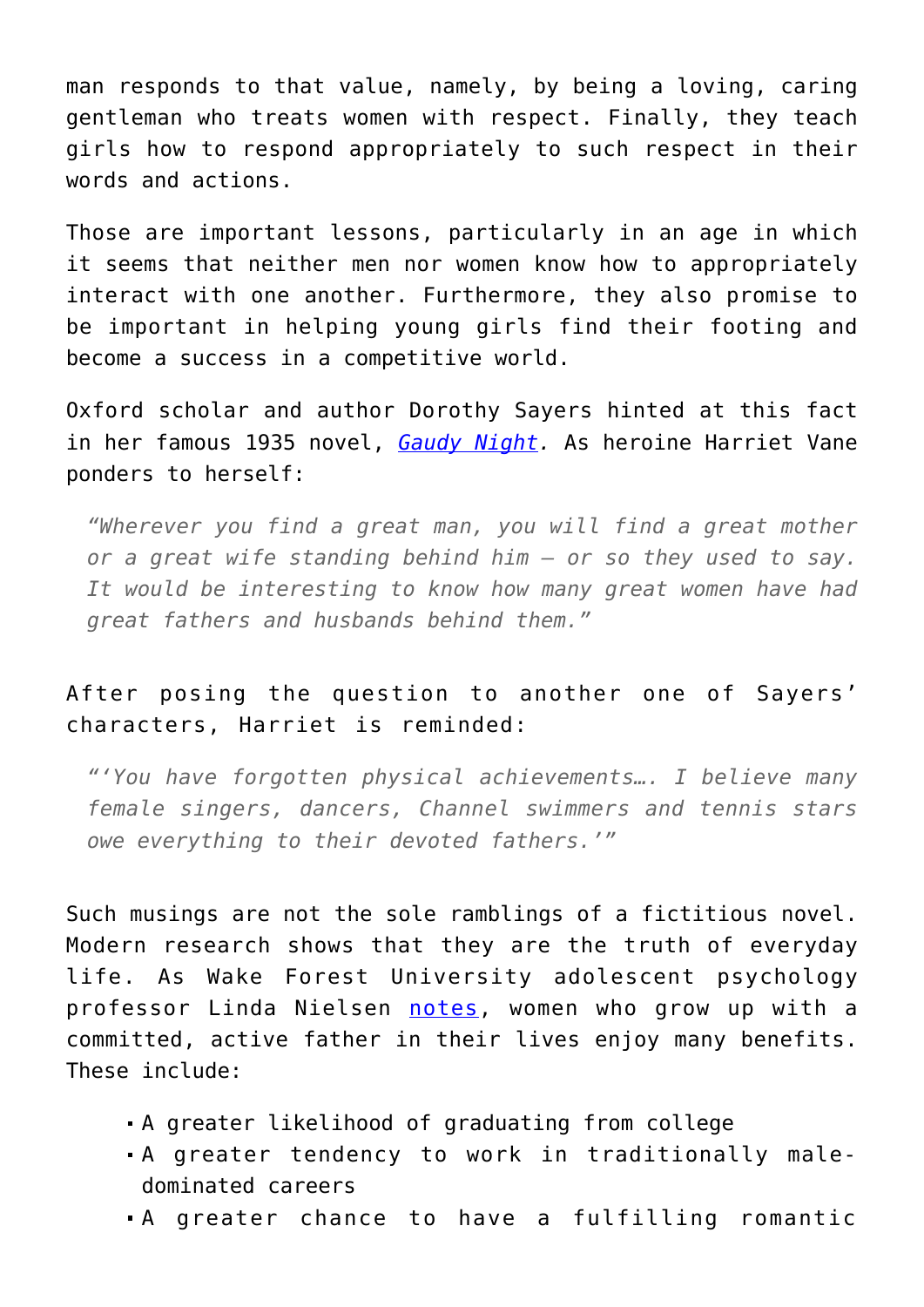man responds to that value, namely, by being a loving, caring gentleman who treats women with respect. Finally, they teach girls how to respond appropriately to such respect in their words and actions.

Those are important lessons, particularly in an age in which it seems that neither men nor women know how to appropriately interact with one another. Furthermore, they also promise to be important in helping young girls find their footing and become a success in a competitive world.

Oxford scholar and author Dorothy Sayers hinted at this fact in her famous 1935 novel, *Gaudy Night.* As heroine Harriet Vane ponders to herself:

> *"Wherever you find a great man, you will find a great mother or a great wife standing behind him – or so they used to say. It would be interesting to know how many great women have had great fathers and husbands behind them."*

After posing the question to another one of Sayers' characters, Harriet is reminded:

> *"'You have forgotten physical achievements…. I believe many female singers, dancers, Channel swimmers and tennis stars owe everything to their devoted fathers.'"*

Such musings are not the sole ramblings of a fictitious novel. Modern research shows that they are the truth of everyday life. As Wake Forest University adolescent psychology professor Linda Nielsen notes, women who grow up with a committed, active father in their lives enjoy many benefits. These include:

- A greater likelihood of graduating from college
- A greater tendency to work in traditionally male-dominated careers
- A greater chance to have a fulfilling romantic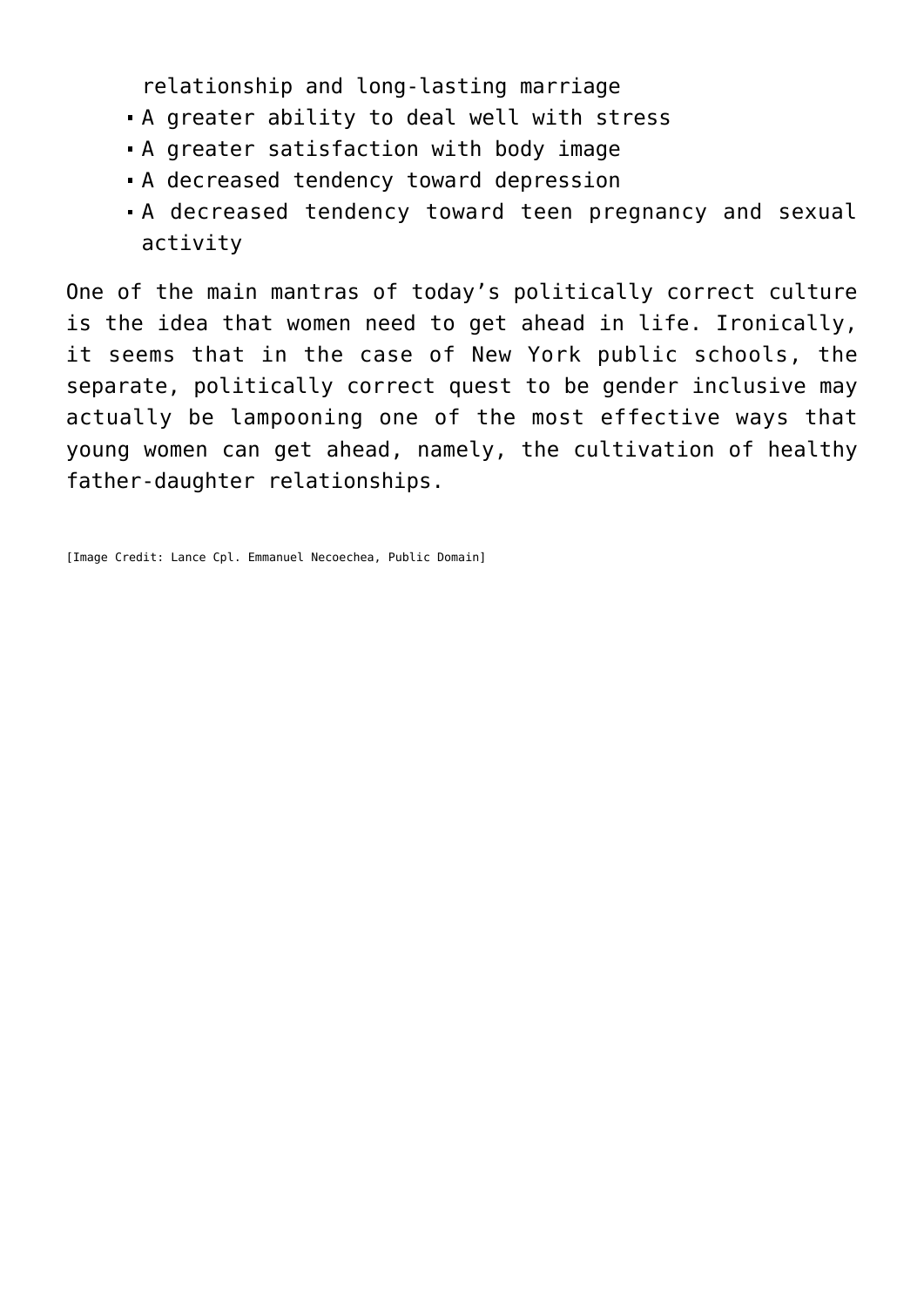relationship and long-lasting marriage
- A greater ability to deal well with stress
- A greater satisfaction with body image
- A decreased tendency toward depression
- A decreased tendency toward teen pregnancy and sexual activity

One of the main mantras of today's politically correct culture is the idea that women need to get ahead in life. Ironically, it seems that in the case of New York public schools, the separate, politically correct quest to be gender inclusive may actually be lampooning one of the most effective ways that young women can get ahead, namely, the cultivation of healthy father-daughter relationships.

[Image Credit: Lance Cpl. Emmanuel Necoechea, Public Domain]